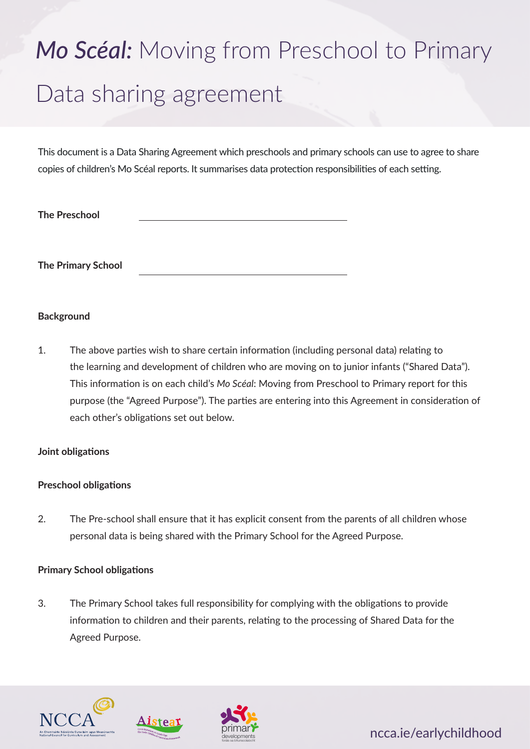# *Mo Scéal:* Moving from Preschool to Primary

# Data sharing agreement

This document is a Data Sharing Agreement which preschools and primary schools can use to agree to share copies of children's Mo Scéal reports. It summarises data protection responsibilities of each setting.

**The Preschool** \_\_\_\_\_\_\_\_\_\_\_\_\_\_\_\_\_\_\_\_\_\_\_\_\_\_\_\_\_\_\_\_\_\_\_\_

**The Primary School** \_\_\_\_\_\_\_\_\_\_\_\_\_\_\_\_\_\_\_\_\_\_\_\_\_\_\_\_\_\_\_\_\_\_\_\_

**Background**

1. The above parties wish to share certain information (including personal data) relating to the learning and development of children who are moving on to junior infants ("Shared Data"). This information is on each child's *Mo Scéal*: Moving from Preschool to Primary report for this purpose (the "Agreed Purpose"). The parties are entering into this Agreement in consideration of each other's obligations set out below.

**Joint obligations**

**Preschool obligations**

2. The Pre-school shall ensure that it has explicit consent from the parents of all children whose personal data is being shared with the Primary School for the Agreed Purpose.

**Primary School obligations**

3. The Primary School takes full responsibility for complying with the obligations to provide information to children and their parents, relating to the processing of Shared Data for the Agreed Purpose.

ncca.ie/earlychildhood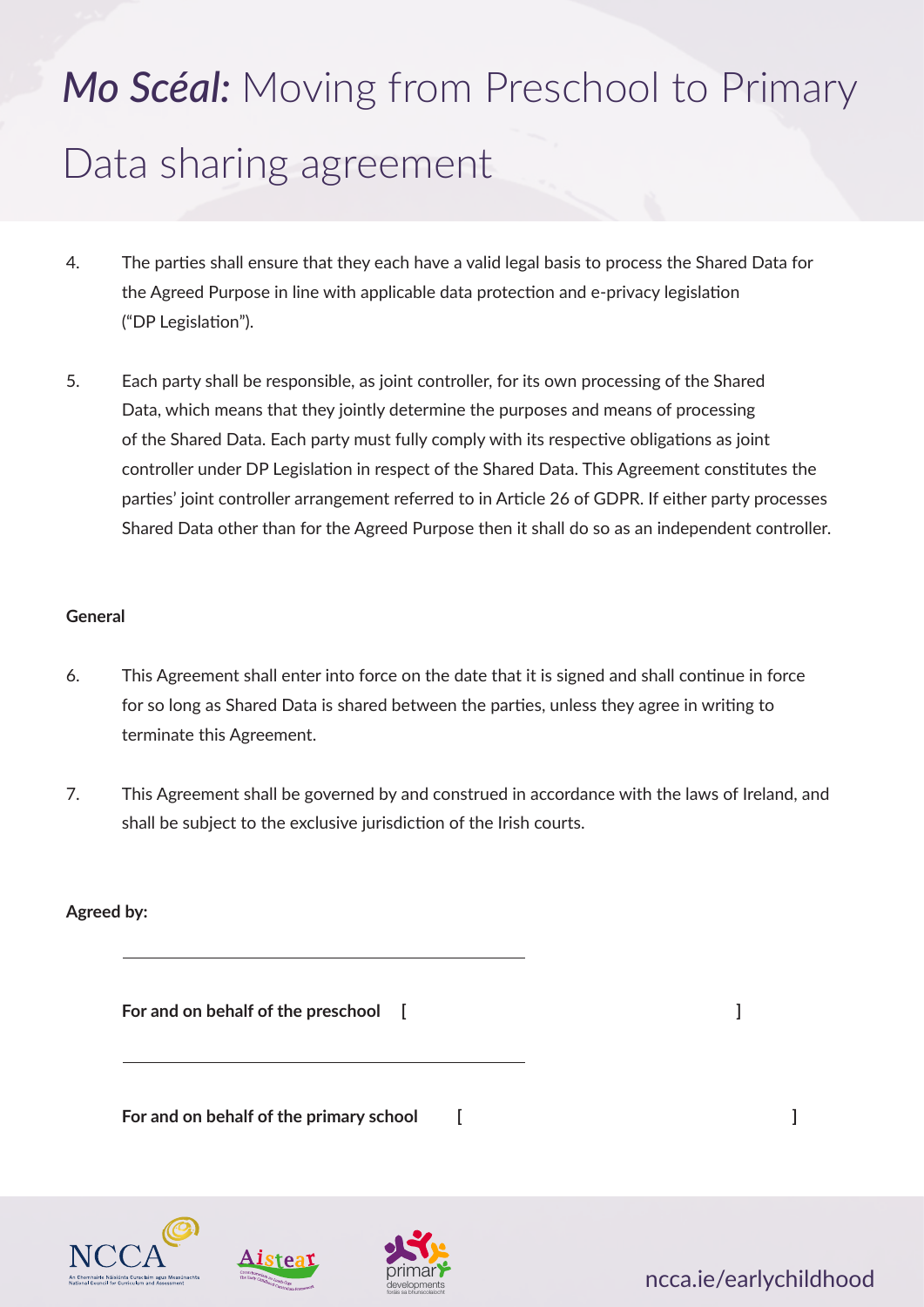# *Mo Scéal:* Moving from Preschool to Primary

## Data sharing agreement

4. The parties shall ensure that they each have a valid legal basis to process the Shared Data for the Agreed Purpose in line with applicable data protection and e-privacy legislation ("DP Legislation").

5. Each party shall be responsible, as joint controller, for its own processing of the Shared Data, which means that they jointly determine the purposes and means of processing of the Shared Data. Each party must fully comply with its respective obligations as joint controller under DP Legislation in respect of the Shared Data. This Agreement constitutes the parties' joint controller arrangement referred to in Article 26 of GDPR. If either party processes Shared Data other than for the Agreed Purpose then it shall do so as an independent controller.

**General**

6. This Agreement shall enter into force on the date that it is signed and shall continue in force for so long as Shared Data is shared between the parties, unless they agree in writing to terminate this Agreement.

7. This Agreement shall be governed by and construed in accordance with the laws of Ireland, and shall be subject to the exclusive jurisdiction of the Irish courts.

**Agreed by:**

______________________________

**For and on behalf of the preschool** [ ]

______________________________

**For and on behalf of the primary school** [ ]

ncca.ie/earlychildhood